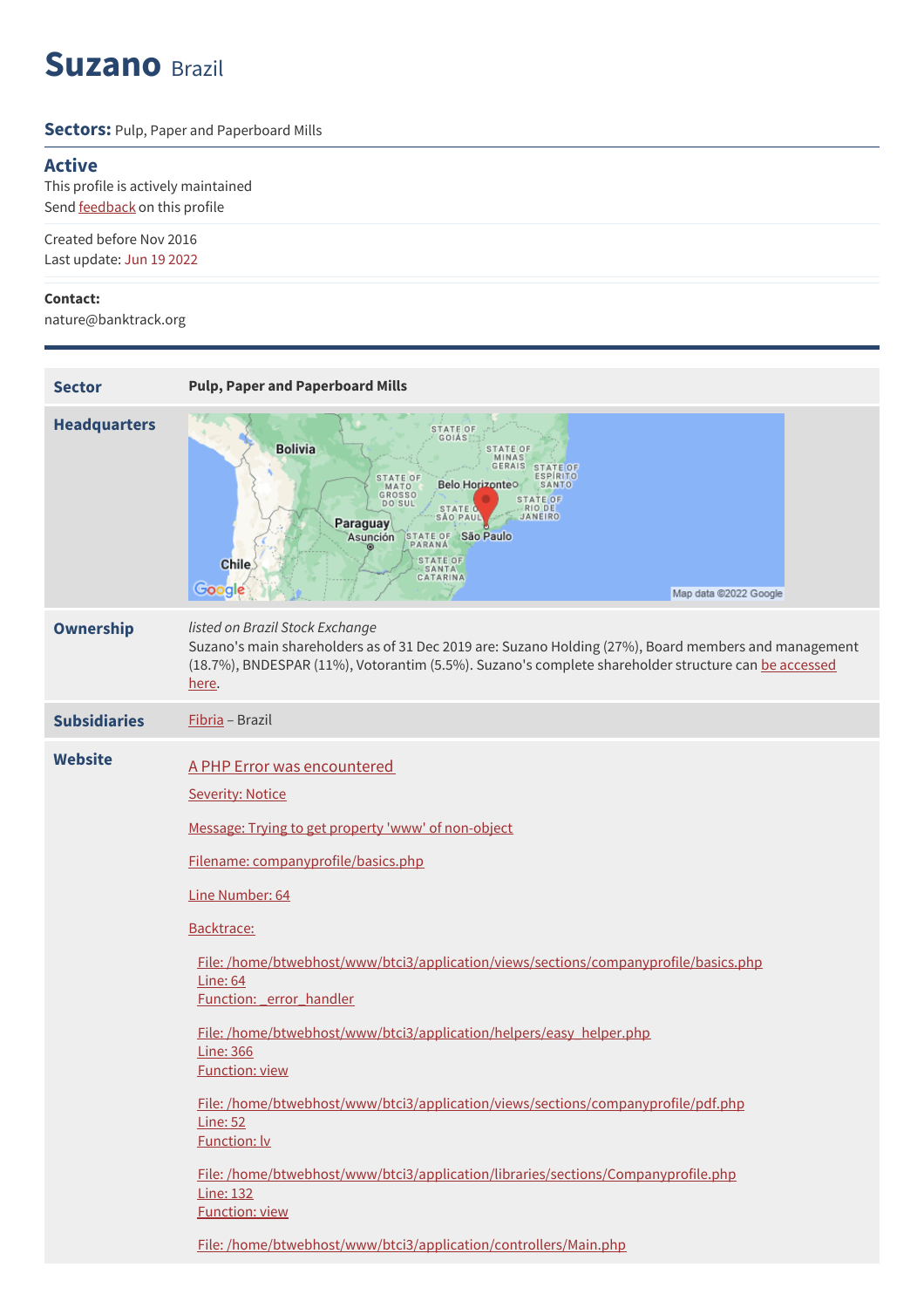# Suzano Brazil

**Sectors:** Pulp, Paper and Paperboard Mills

## Active

This profile is actively maintained

Send feedback on this profile

Created before Nov 2016

Last update: Jun 19 2022

**Contact:**

nature@banktrack.org

| | |
|---|---|
| **Sector** | **Pulp, Paper and Paperboard Mills** |
| **Headquarters** | |
| **Ownership** | *listed on Brazil Stock Exchange*<br>Suzano's main shareholders as of 31 Dec 2019 are: Suzano Holding (27%), Board members and management (18.7%), BNDESPAR (11%), Votorantim (5.5%). Suzano's complete shareholder structure can be accessed here. |
| **Subsidiaries** | Fibria – Brazil |
| **Website** | A PHP Error was encountered<br>Severity: Notice<br>Message: Trying to get property 'www' of non-object<br>Filename: companyprofile/basics.php<br>Line Number: 64<br>Backtrace:<br>File: /home/btwebhost/www/btci3/application/views/sections/companyprofile/basics.php<br>Line: 64<br>Function: _error_handler<br>File: /home/btwebhost/www/btci3/application/helpers/easy_helper.php<br>Line: 366<br>Function: view<br>File: /home/btwebhost/www/btci3/application/views/sections/companyprofile/pdf.php<br>Line: 52<br>Function: lv<br>File: /home/btwebhost/www/btci3/application/libraries/sections/Companyprofile.php<br>Line: 132<br>Function: view<br>File: /home/btwebhost/www/btci3/application/controllers/Main.php |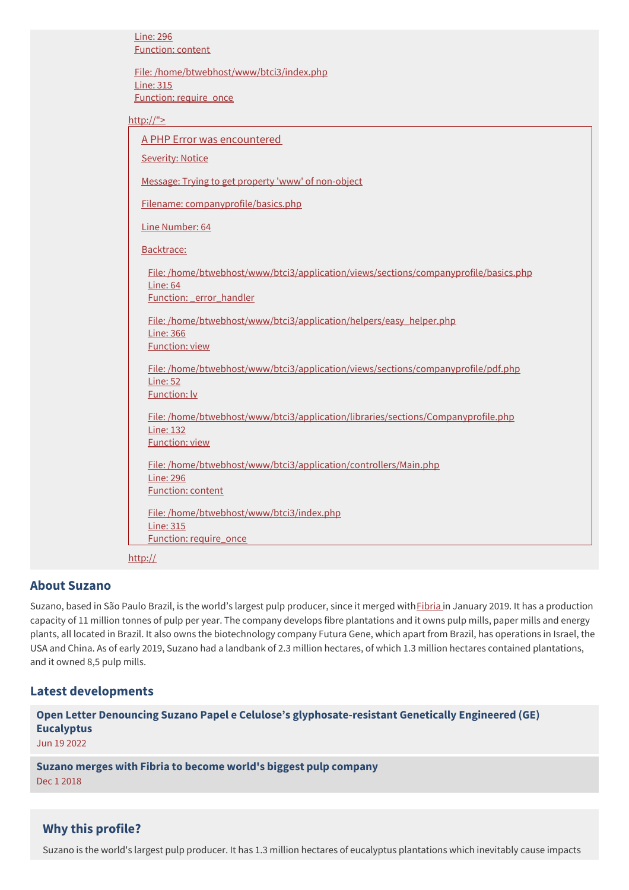Line: 296
Function: content

File: /home/btwebhost/www/btci3/index.php
Line: 315
Function: require_once

http://">

A PHP Error was encountered

Severity: Notice

Message: Trying to get property 'www' of non-object

Filename: companyprofile/basics.php

Line Number: 64

Backtrace:

File: /home/btwebhost/www/btci3/application/views/sections/companyprofile/basics.php
Line: 64
Function: _error_handler

File: /home/btwebhost/www/btci3/application/helpers/easy_helper.php
Line: 366
Function: view

File: /home/btwebhost/www/btci3/application/views/sections/companyprofile/pdf.php
Line: 52
Function: lv

File: /home/btwebhost/www/btci3/application/libraries/sections/Companyprofile.php
Line: 132
Function: view

File: /home/btwebhost/www/btci3/application/controllers/Main.php
Line: 296
Function: content

File: /home/btwebhost/www/btci3/index.php
Line: 315
Function: require_once

http://

## About Suzano

Suzano, based in São Paulo Brazil, is the world's largest pulp producer, since it merged with Fibria in January 2019. It has a production capacity of 11 million tonnes of pulp per year. The company develops fibre plantations and it owns pulp mills, paper mills and energy plants, all located in Brazil. It also owns the biotechnology company Futura Gene, which apart from Brazil, has operations in Israel, the USA and China. As of early 2019, Suzano had a landbank of 2.3 million hectares, of which 1.3 million hectares contained plantations, and it owned 8,5 pulp mills.

## Latest developments

**Open Letter Denouncing Suzano Papel e Celulose's glyphosate-resistant Genetically Engineered (GE) Eucalyptus**
Jun 19 2022

**Suzano merges with Fibria to become world's biggest pulp company**
Dec 1 2018

## Why this profile?

Suzano is the world's largest pulp producer. It has 1.3 million hectares of eucalyptus plantations which inevitably cause impacts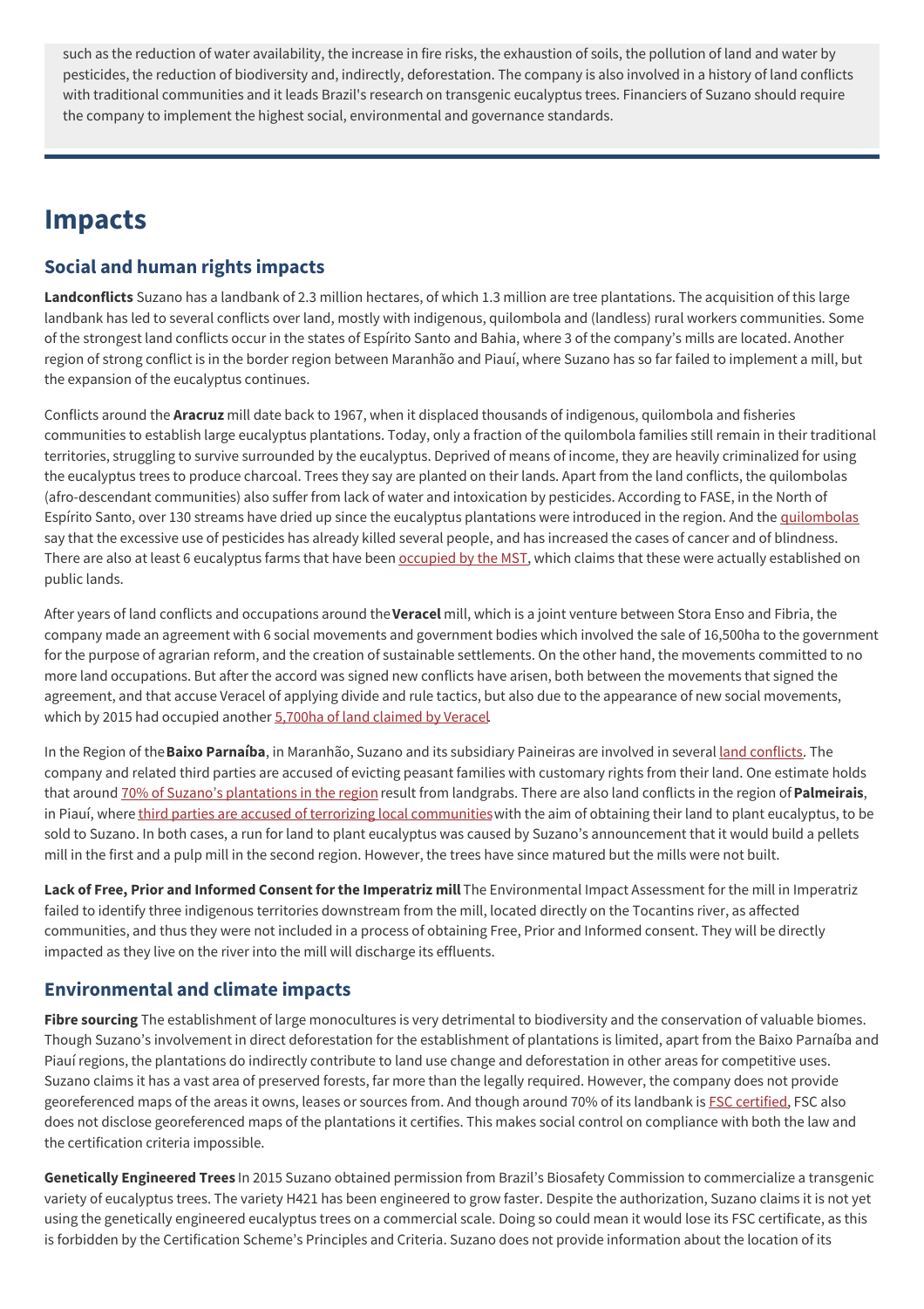such as the reduction of water availability, the increase in fire risks, the exhaustion of soils, the pollution of land and water by pesticides, the reduction of biodiversity and, indirectly, deforestation. The company is also involved in a history of land conflicts with traditional communities and it leads Brazil's research on transgenic eucalyptus trees. Financiers of Suzano should require the company to implement the highest social, environmental and governance standards.

# Impacts

## Social and human rights impacts

**Landconflicts** Suzano has a landbank of 2.3 million hectares, of which 1.3 million are tree plantations. The acquisition of this large landbank has led to several conflicts over land, mostly with indigenous, quilombola and (landless) rural workers communities. Some of the strongest land conflicts occur in the states of Espírito Santo and Bahia, where 3 of the company's mills are located. Another region of strong conflict is in the border region between Maranhão and Piauí, where Suzano has so far failed to implement a mill, but the expansion of the eucalyptus continues.

Conflicts around the **Aracruz** mill date back to 1967, when it displaced thousands of indigenous, quilombola and fisheries communities to establish large eucalyptus plantations. Today, only a fraction of the quilombola families still remain in their traditional territories, struggling to survive surrounded by the eucalyptus. Deprived of means of income, they are heavily criminalized for using the eucalyptus trees to produce charcoal. Trees they say are planted on their lands. Apart from the land conflicts, the quilombolas (afro-descendant communities) also suffer from lack of water and intoxication by pesticides. According to FASE, in the North of Espírito Santo, over 130 streams have dried up since the eucalyptus plantations were introduced in the region. And the quilombolas say that the excessive use of pesticides has already killed several people, and has increased the cases of cancer and of blindness. There are also at least 6 eucalyptus farms that have been occupied by the MST, which claims that these were actually established on public lands.

After years of land conflicts and occupations around the **Veracel** mill, which is a joint venture between Stora Enso and Fibria, the company made an agreement with 6 social movements and government bodies which involved the sale of 16,500ha to the government for the purpose of agrarian reform, and the creation of sustainable settlements. On the other hand, the movements committed to no more land occupations. But after the accord was signed new conflicts have arisen, both between the movements that signed the agreement, and that accuse Veracel of applying divide and rule tactics, but also due to the appearance of new social movements, which by 2015 had occupied another 5,700ha of land claimed by Veracel.

In the Region of the **Baixo Parnaíba**, in Maranhão, Suzano and its subsidiary Paineiras are involved in several land conflicts. The company and related third parties are accused of evicting peasant families with customary rights from their land. One estimate holds that around 70% of Suzano's plantations in the region result from landgrabs. There are also land conflicts in the region of **Palmeirais**, in Piauí, where third parties are accused of terrorizing local communities with the aim of obtaining their land to plant eucalyptus, to be sold to Suzano. In both cases, a run for land to plant eucalyptus was caused by Suzano's announcement that it would build a pellets mill in the first and a pulp mill in the second region. However, the trees have since matured but the mills were not built.

**Lack of Free, Prior and Informed Consent for the Imperatriz mill** The Environmental Impact Assessment for the mill in Imperatriz failed to identify three indigenous territories downstream from the mill, located directly on the Tocantins river, as affected communities, and thus they were not included in a process of obtaining Free, Prior and Informed consent. They will be directly impacted as they live on the river into the mill will discharge its effluents.

## Environmental and climate impacts

**Fibre sourcing** The establishment of large monocultures is very detrimental to biodiversity and the conservation of valuable biomes. Though Suzano's involvement in direct deforestation for the establishment of plantations is limited, apart from the Baixo Parnaíba and Piauí regions, the plantations do indirectly contribute to land use change and deforestation in other areas for competitive uses. Suzano claims it has a vast area of preserved forests, far more than the legally required. However, the company does not provide georeferenced maps of the areas it owns, leases or sources from. And though around 70% of its landbank is FSC certified, FSC also does not disclose georeferenced maps of the plantations it certifies. This makes social control on compliance with both the law and the certification criteria impossible.

**Genetically Engineered Trees** In 2015 Suzano obtained permission from Brazil's Biosafety Commission to commercialize a transgenic variety of eucalyptus trees. The variety H421 has been engineered to grow faster. Despite the authorization, Suzano claims it is not yet using the genetically engineered eucalyptus trees on a commercial scale. Doing so could mean it would lose its FSC certificate, as this is forbidden by the Certification Scheme's Principles and Criteria. Suzano does not provide information about the location of its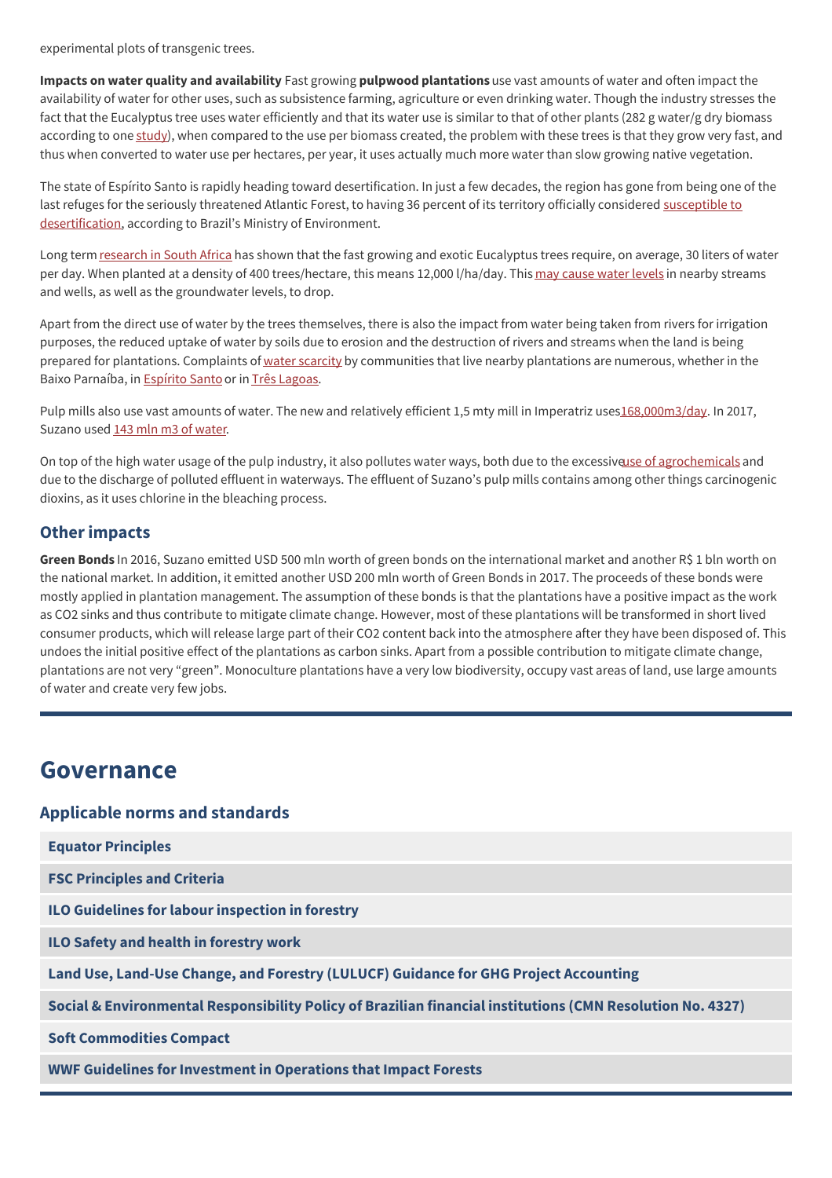experimental plots of transgenic trees.

**Impacts on water quality and availability** Fast growing **pulpwood plantations** use vast amounts of water and often impact the availability of water for other uses, such as subsistence farming, agriculture or even drinking water. Though the industry stresses the fact that the Eucalyptus tree uses water efficiently and that its water use is similar to that of other plants (282 g water/g dry biomass according to one study), when compared to the use per biomass created, the problem with these trees is that they grow very fast, and thus when converted to water use per hectares, per year, it uses actually much more water than slow growing native vegetation.

The state of Espírito Santo is rapidly heading toward desertification. In just a few decades, the region has gone from being one of the last refuges for the seriously threatened Atlantic Forest, to having 36 percent of its territory officially considered susceptible to desertification, according to Brazil's Ministry of Environment.

Long term research in South Africa has shown that the fast growing and exotic Eucalyptus trees require, on average, 30 liters of water per day. When planted at a density of 400 trees/hectare, this means 12,000 l/ha/day. This may cause water levels in nearby streams and wells, as well as the groundwater levels, to drop.

Apart from the direct use of water by the trees themselves, there is also the impact from water being taken from rivers for irrigation purposes, the reduced uptake of water by soils due to erosion and the destruction of rivers and streams when the land is being prepared for plantations. Complaints of water scarcity by communities that live nearby plantations are numerous, whether in the Baixo Parnaíba, in Espírito Santo or in Três Lagoas.

Pulp mills also use vast amounts of water. The new and relatively efficient 1,5 mty mill in Imperatriz uses 168,000m3/day. In 2017, Suzano used 143 mln m3 of water.

On top of the high water usage of the pulp industry, it also pollutes water ways, both due to the excessive use of agrochemicals and due to the discharge of polluted effluent in waterways. The effluent of Suzano's pulp mills contains among other things carcinogenic dioxins, as it uses chlorine in the bleaching process.

### Other impacts

**Green Bonds** In 2016, Suzano emitted USD 500 mln worth of green bonds on the international market and another R$ 1 bln worth on the national market. In addition, it emitted another USD 200 mln worth of Green Bonds in 2017. The proceeds of these bonds were mostly applied in plantation management. The assumption of these bonds is that the plantations have a positive impact as the work as CO2 sinks and thus contribute to mitigate climate change. However, most of these plantations will be transformed in short lived consumer products, which will release large part of their CO2 content back into the atmosphere after they have been disposed of. This undoes the initial positive effect of the plantations as carbon sinks. Apart from a possible contribution to mitigate climate change, plantations are not very "green". Monoculture plantations have a very low biodiversity, occupy vast areas of land, use large amounts of water and create very few jobs.

## Governance

### Applicable norms and standards

- **Equator Principles**
- **FSC Principles and Criteria**
- **ILO Guidelines for labour inspection in forestry**
- **ILO Safety and health in forestry work**
- **Land Use, Land-Use Change, and Forestry (LULUCF) Guidance for GHG Project Accounting**
- **Social & Environmental Responsibility Policy of Brazilian financial institutions (CMN Resolution No. 4327)**
- **Soft Commodities Compact**
- **WWF Guidelines for Investment in Operations that Impact Forests**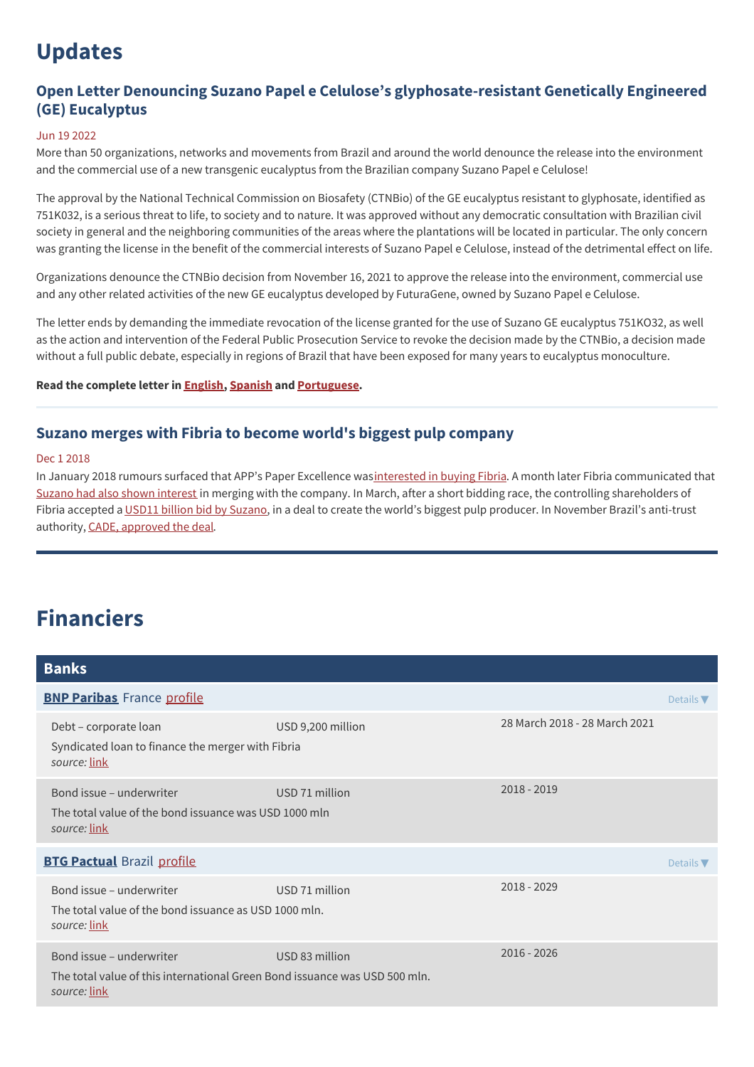# Updates

### Open Letter Denouncing Suzano Papel e Celulose's glyphosate-resistant Genetically Engineered (GE) Eucalyptus

Jun 19 2022

More than 50 organizations, networks and movements from Brazil and around the world denounce the release into the environment and the commercial use of a new transgenic eucalyptus from the Brazilian company Suzano Papel e Celulose!

The approval by the National Technical Commission on Biosafety (CTNBio) of the GE eucalyptus resistant to glyphosate, identified as 751K032, is a serious threat to life, to society and to nature. It was approved without any democratic consultation with Brazilian civil society in general and the neighboring communities of the areas where the plantations will be located in particular. The only concern was granting the license in the benefit of the commercial interests of Suzano Papel e Celulose, instead of the detrimental effect on life.

Organizations denounce the CTNBio decision from November 16, 2021 to approve the release into the environment, commercial use and any other related activities of the new GE eucalyptus developed by FuturaGene, owned by Suzano Papel e Celulose.

The letter ends by demanding the immediate revocation of the license granted for the use of Suzano GE eucalyptus 751KO32, as well as the action and intervention of the Federal Public Prosecution Service to revoke the decision made by the CTNBio, a decision made without a full public debate, especially in regions of Brazil that have been exposed for many years to eucalyptus monoculture.

**Read the complete letter in English, Spanish and Portuguese.**

### Suzano merges with Fibria to become world's biggest pulp company

Dec 1 2018

In January 2018 rumours surfaced that APP's Paper Excellence wasinterested in buying Fibria. A month later Fibria communicated that Suzano had also shown interest in merging with the company. In March, after a short bidding race, the controlling shareholders of Fibria accepted a USD11 billion bid by Suzano, in a deal to create the world's biggest pulp producer. In November Brazil's anti-trust authority, CADE, approved the deal.

# Financiers

## Banks

### BNP Paribas France profile

Details ▼

| Type | Amount | Period |
|---|---|---|
| Debt – corporate loan<br>Syndicated loan to finance the merger with Fibria<br>*source:* link | USD 9,200 million | 28 March 2018 - 28 March 2021 |
| Bond issue – underwriter<br>The total value of the bond issuance was USD 1000 mln<br>*source:* link | USD 71 million | 2018 - 2019 |

### BTG Pactual Brazil profile

Details ▼

| Type | Amount | Period |
|---|---|---|
| Bond issue – underwriter<br>The total value of the bond issuance as USD 1000 mln.<br>*source:* link | USD 71 million | 2018 - 2029 |
| Bond issue – underwriter<br>The total value of this international Green Bond issuance was USD 500 mln.<br>*source:* link | USD 83 million | 2016 - 2026 |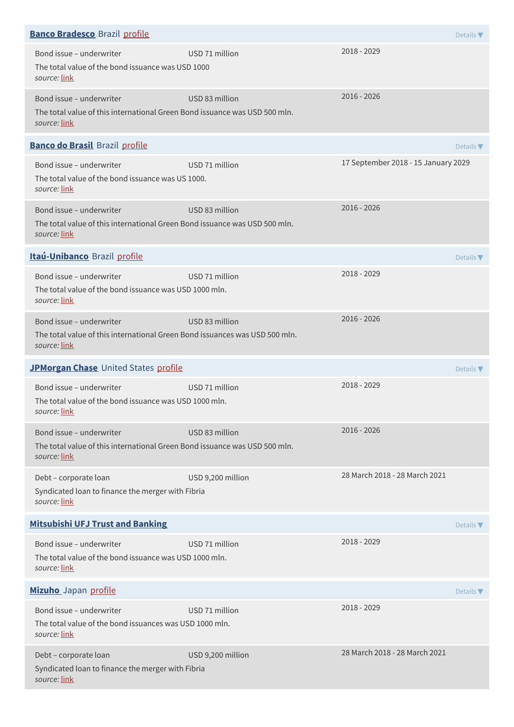**Banco Bradesco** Brazil profile

Details ▼

| | | |
|---|---|---|
| Bond issue – underwriter<br>The total value of the bond issuance was USD 1000<br>*source:* link | USD 71 million | 2018 - 2029 |
| Bond issue – underwriter<br>The total value of this international Green Bond issuance was USD 500 mln.<br>*source:* link | USD 83 million | 2016 - 2026 |

**Banco do Brasil** Brazil profile

Details ▼

| | | |
|---|---|---|
| Bond issue – underwriter<br>The total value of the bond issuance was US 1000.<br>*source:* link | USD 71 million | 17 September 2018 - 15 January 2029 |
| Bond issue – underwriter<br>The total value of this international Green Bond issuance was USD 500 mln.<br>*source:* link | USD 83 million | 2016 - 2026 |

**Itaú-Unibanco** Brazil profile

Details ▼

| | | |
|---|---|---|
| Bond issue – underwriter<br>The total value of the bond issuance was USD 1000 mln.<br>*source:* link | USD 71 million | 2018 - 2029 |
| Bond issue – underwriter<br>The total value of this international Green Bond issuances was USD 500 mln.<br>*source:* link | USD 83 million | 2016 - 2026 |

**JPMorgan Chase** United States profile

Details ▼

| | | |
|---|---|---|
| Bond issue – underwriter<br>The total value of the bond issuance was USD 1000 mln.<br>*source:* link | USD 71 million | 2018 - 2029 |
| Bond issue – underwriter<br>The total value of this international Green Bond issuance was USD 500 mln.<br>*source:* link | USD 83 million | 2016 - 2026 |
| Debt – corporate loan<br>Syndicated loan to finance the merger with Fibria<br>*source:* link | USD 9,200 million | 28 March 2018 - 28 March 2021 |

**Mitsubishi UFJ Trust and Banking**

Details ▼

| | | |
|---|---|---|
| Bond issue – underwriter<br>The total value of the bond issuance was USD 1000 mln.<br>*source:* link | USD 71 million | 2018 - 2029 |

**Mizuho** Japan profile

Details ▼

| | | |
|---|---|---|
| Bond issue – underwriter<br>The total value of the bond issuances was USD 1000 mln.<br>*source:* link | USD 71 million | 2018 - 2029 |
| Debt – corporate loan<br>Syndicated loan to finance the merger with Fibria<br>*source:* link | USD 9,200 million | 28 March 2018 - 28 March 2021 |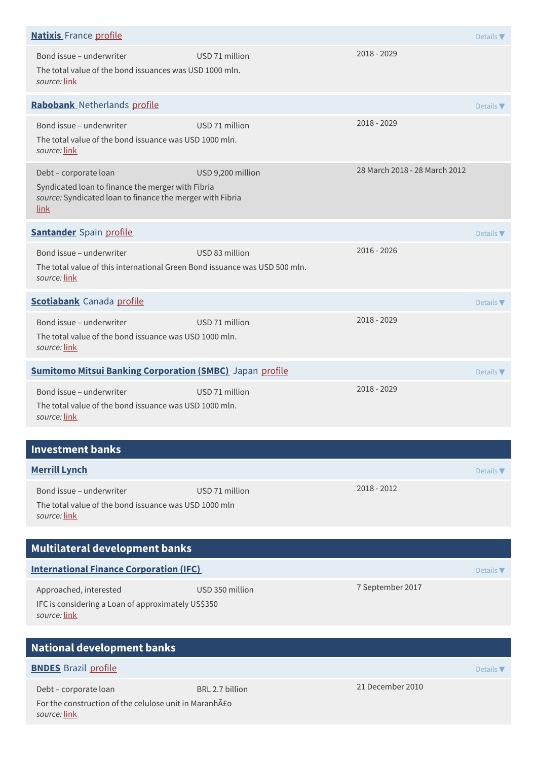**Natixis** France profile

Details ▼

| | | |
|---|---|---|
| Bond issue – underwriter | USD 71 million | 2018 - 2029 |

The total value of the bond issuances was USD 1000 mln.
*source:* link

**Rabobank** Netherlands profile

Details ▼

| | | |
|---|---|---|
| Bond issue – underwriter | USD 71 million | 2018 - 2029 |

The total value of the bond issuance was USD 1000 mln.
*source:* link

| | | |
|---|---|---|
| Debt – corporate loan | USD 9,200 million | 28 March 2018 - 28 March 2012 |

Syndicated loan to finance the merger with Fibria
*source:* Syndicated loan to finance the merger with Fibria
link

**Santander** Spain profile

Details ▼

| | | |
|---|---|---|
| Bond issue – underwriter | USD 83 million | 2016 - 2026 |

The total value of this international Green Bond issuance was USD 500 mln.
*source:* link

**Scotiabank** Canada profile

Details ▼

| | | |
|---|---|---|
| Bond issue – underwriter | USD 71 million | 2018 - 2029 |

The total value of the bond issuance was USD 1000 mln.
*source:* link

**Sumitomo Mitsui Banking Corporation (SMBC)** Japan profile

Details ▼

| | | |
|---|---|---|
| Bond issue – underwriter | USD 71 million | 2018 - 2029 |

The total value of the bond issuance was USD 1000 mln.
*source:* link

## Investment banks

**Merrill Lynch**

Details ▼

| | | |
|---|---|---|
| Bond issue – underwriter | USD 71 million | 2018 - 2012 |

The total value of the bond issuance was USD 1000 mln
*source:* link

## Multilateral development banks

**International Finance Corporation (IFC)**

Details ▼

| | | |
|---|---|---|
| Approached, interested | USD 350 million | 7 September 2017 |

IFC is considering a Loan of approximately US$350
*source:* link

## National development banks

**BNDES** Brazil profile

Details ▼

| | | |
|---|---|---|
| Debt – corporate loan | BRL 2.7 billion | 21 December 2010 |

For the construction of the celulose unit in MaranhÃ£o
*source:* link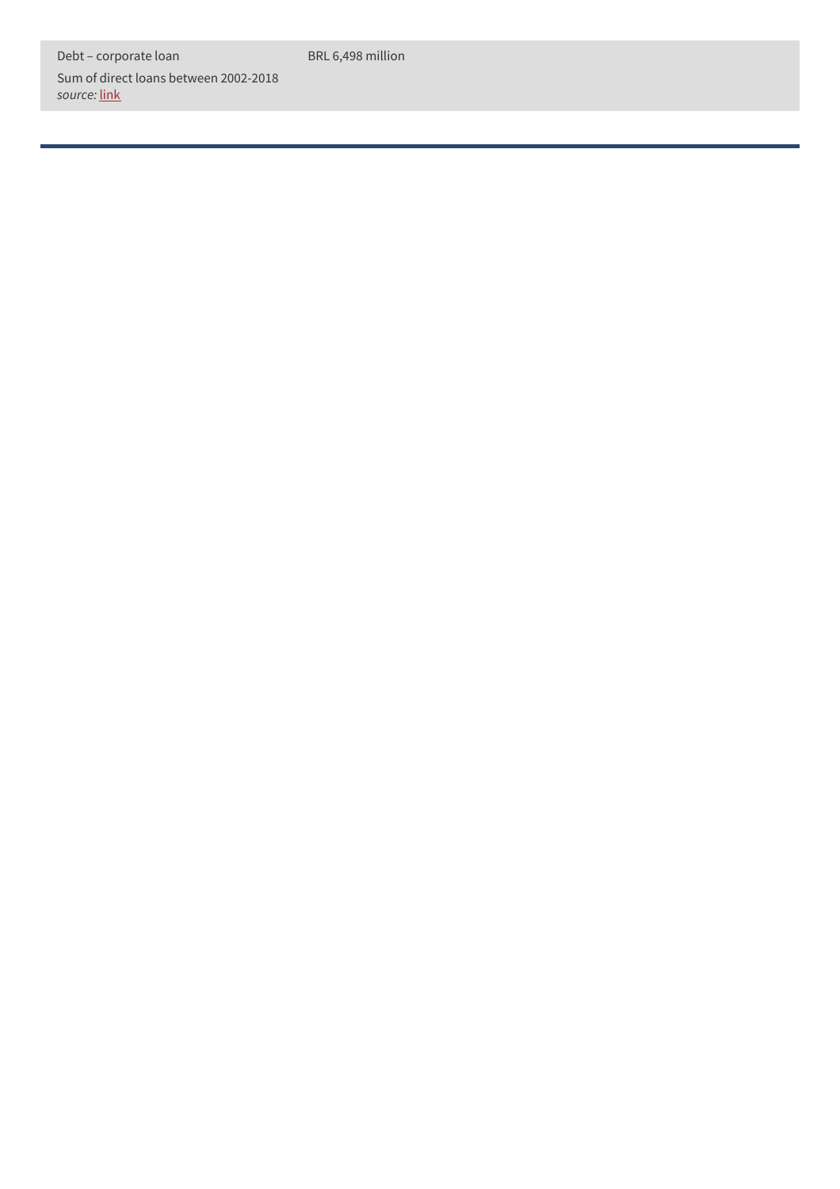| | |
|---|---|
| Debt – corporate loan<br>Sum of direct loans between 2002-2018<br>*source:* link | BRL 6,498 million |